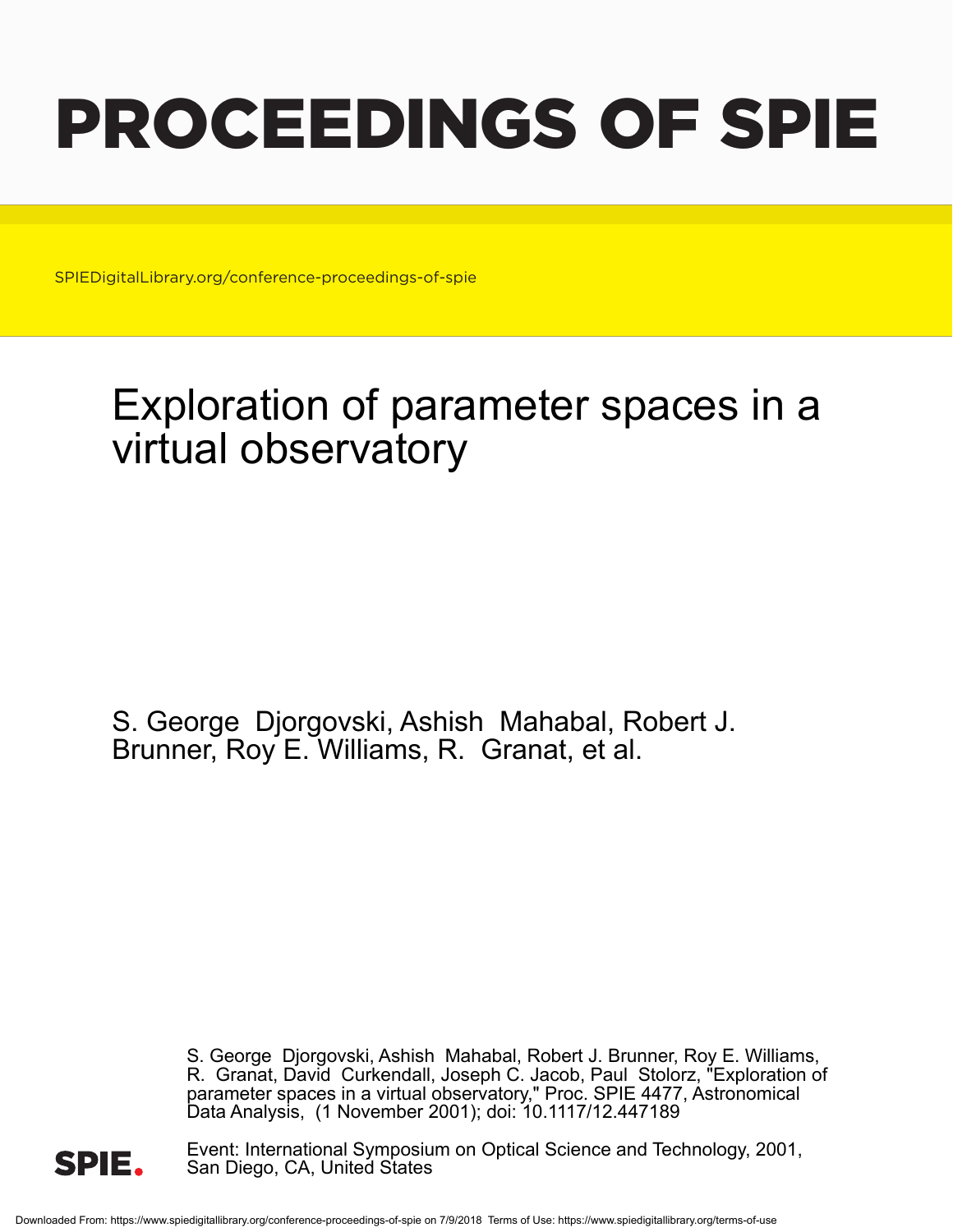# PROCEEDINGS OF SPIE

SPIEDigitalLibrary.org/conference-proceedings-of-spie

# Exploration of parameter spaces in a virtual observatory

S. George Djorgovski, Ashish Mahabal, Robert J. Brunner, Roy E. Williams, R. Granat, et al.

S. George Djorgovski, Ashish Mahabal, Robert J. Brunner, Roy E. Williams, R. Granat, David Curkendall, Joseph C. Jacob, Paul Stolorz, "Exploration of parameter spaces in a virtual observatory," Proc. SPIE 4477, Astronomical Data Analysis, (1 November 2001); doi: 10.1117/12.447189

Event: International Symposium on Optical Science and Technology, 2001, San Diego, CA, United States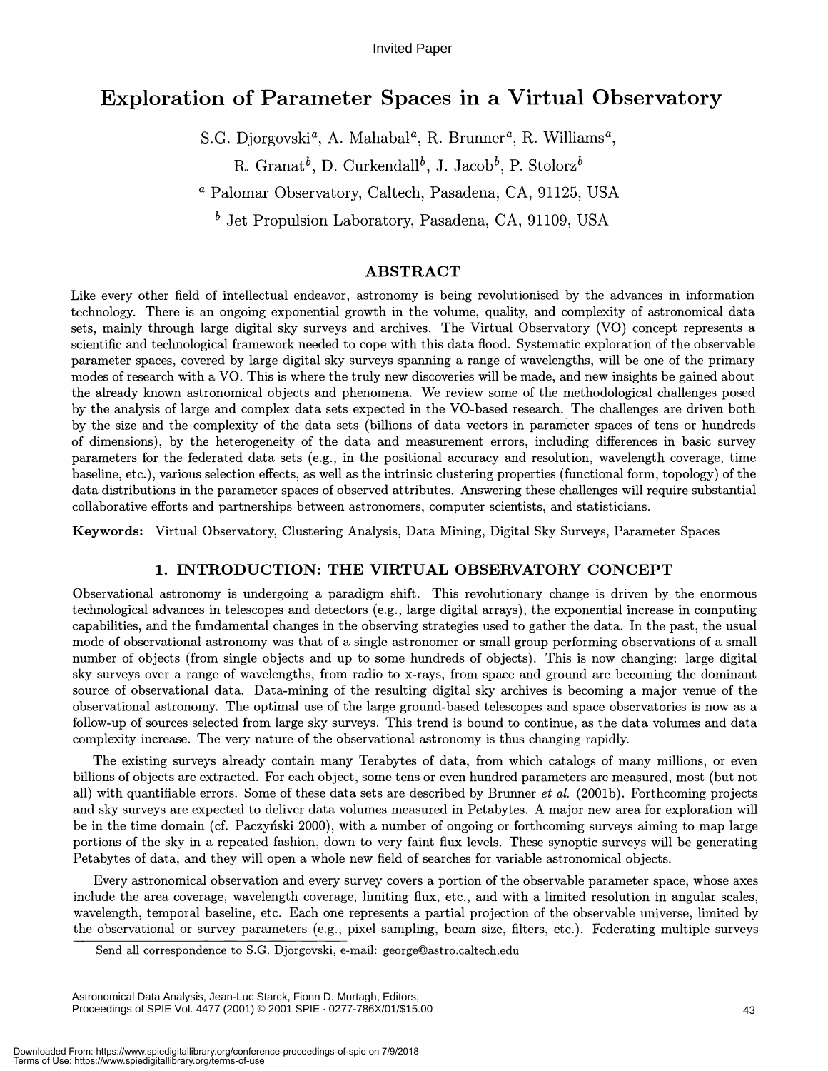Invited Paper

# Exploration of Parameter Spaces in a Virtual Observatory

S.G. Djorgovski[a], A. Mahabal[a], R. Brunner[a], R. Williams[a],

R. Granat[b], D. Curkendall[b], J. Jacob[b], P. Stolorz[b]

[a] Palomar Observatory, Caltech, Pasadena, CA, 91125, USA

[b] Jet Propulsion Laboratory, Pasadena, CA, 91109, USA

## ABSTRACT

Like every other field of intellectual endeavor, astronomy is being revolutionised by the advances in information technology. There is an ongoing exponential growth in the volume, quality, and complexity of astronomical data sets, mainly through large digital sky surveys and archives. The Virtual Observatory (VO) concept represents a scientific and technological framework needed to cope with this data flood. Systematic exploration of the observable parameter spaces, covered by large digital sky surveys spanning a range of wavelengths, will be one of the primary modes of research with a VO. This is where the truly new discoveries will be made, and new insights be gained about the already known astronomical objects and phenomena. We review some of the methodological challenges posed by the analysis of large and complex data sets expected in the VO-based research. The challenges are driven both by the size and the complexity of the data sets (billions of data vectors in parameter spaces of tens or hundreds of dimensions), by the heterogeneity of the data and measurement errors, including differences in basic survey parameters for the federated data sets (e.g., in the positional accuracy and resolution, wavelength coverage, time baseline, etc.), various selection effects, as well as the intrinsic clustering properties (functional form, topology) of the data distributions in the parameter spaces of observed attributes. Answering these challenges will require substantial collaborative efforts and partnerships between astronomers, computer scientists, and statisticians.

**Keywords:** Virtual Observatory, Clustering Analysis, Data Mining, Digital Sky Surveys, Parameter Spaces

## 1. INTRODUCTION: THE VIRTUAL OBSERVATORY CONCEPT

Observational astronomy is undergoing a paradigm shift. This revolutionary change is driven by the enormous technological advances in telescopes and detectors (e.g., large digital arrays), the exponential increase in computing capabilities, and the fundamental changes in the observing strategies used to gather the data. In the past, the usual mode of observational astronomy was that of a single astronomer or small group performing observations of a small number of objects (from single objects and up to some hundreds of objects). This is now changing: large digital sky surveys over a range of wavelengths, from radio to x-rays, from space and ground are becoming the dominant source of observational data. Data-mining of the resulting digital sky archives is becoming a major venue of the observational astronomy. The optimal use of the large ground-based telescopes and space observatories is now as a follow-up of sources selected from large sky surveys. This trend is bound to continue, as the data volumes and data complexity increase. The very nature of the observational astronomy is thus changing rapidly.

The existing surveys already contain many Terabytes of data, from which catalogs of many millions, or even billions of objects are extracted. For each object, some tens or even hundred parameters are measured, most (but not all) with quantifiable errors. Some of these data sets are described by Brunner *et al.* (2001b). Forthcoming projects and sky surveys are expected to deliver data volumes measured in Petabytes. A major new area for exploration will be in the time domain (cf. Paczyński 2000), with a number of ongoing or forthcoming surveys aiming to map large portions of the sky in a repeated fashion, down to very faint flux levels. These synoptic surveys will be generating Petabytes of data, and they will open a whole new field of searches for variable astronomical objects.

Every astronomical observation and every survey covers a portion of the observable parameter space, whose axes include the area coverage, wavelength coverage, limiting flux, etc., and with a limited resolution in angular scales, wavelength, temporal baseline, etc. Each one represents a partial projection of the observable universe, limited by the observational or survey parameters (e.g., pixel sampling, beam size, filters, etc.). Federating multiple surveys

Send all correspondence to S.G. Djorgovski, e-mail: george@astro.caltech.edu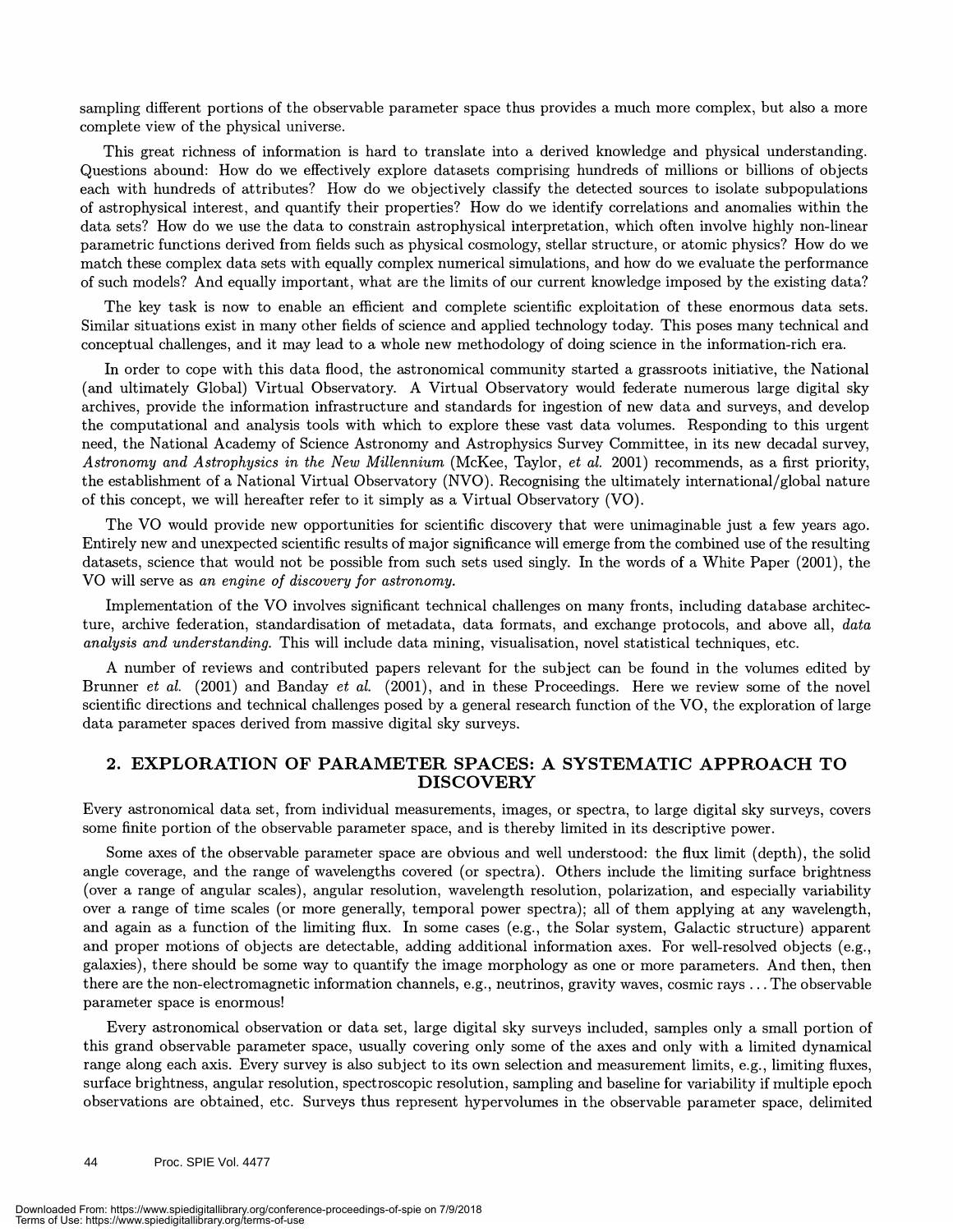sampling different portions of the observable parameter space thus provides a much more complex, but also a more complete view of the physical universe.

This great richness of information is hard to translate into a derived knowledge and physical understanding. Questions abound: How do we effectively explore datasets comprising hundreds of millions or billions of objects each with hundreds of attributes? How do we objectively classify the detected sources to isolate subpopulations of astrophysical interest, and quantify their properties? How do we identify correlations and anomalies within the data sets? How do we use the data to constrain astrophysical interpretation, which often involve highly non-linear parametric functions derived from fields such as physical cosmology, stellar structure, or atomic physics? How do we match these complex data sets with equally complex numerical simulations, and how do we evaluate the performance of such models? And equally important, what are the limits of our current knowledge imposed by the existing data?

The key task is now to enable an efficient and complete scientific exploitation of these enormous data sets. Similar situations exist in many other fields of science and applied technology today. This poses many technical and conceptual challenges, and it may lead to a whole new methodology of doing science in the information-rich era.

In order to cope with this data flood, the astronomical community started a grassroots initiative, the National (and ultimately Global) Virtual Observatory. A Virtual Observatory would federate numerous large digital sky archives, provide the information infrastructure and standards for ingestion of new data and surveys, and develop the computational and analysis tools with which to explore these vast data volumes. Responding to this urgent need, the National Academy of Science Astronomy and Astrophysics Survey Committee, in its new decadal survey, *Astronomy and Astrophysics in the New Millennium* (McKee, Taylor, *et al.* 2001) recommends, as a first priority, the establishment of a National Virtual Observatory (NVO). Recognising the ultimately international/global nature of this concept, we will hereafter refer to it simply as a Virtual Observatory (VO).

The VO would provide new opportunities for scientific discovery that were unimaginable just a few years ago. Entirely new and unexpected scientific results of major significance will emerge from the combined use of the resulting datasets, science that would not be possible from such sets used singly. In the words of a White Paper (2001), the VO will serve as *an engine of discovery for astronomy.*

Implementation of the VO involves significant technical challenges on many fronts, including database architecture, archive federation, standardisation of metadata, data formats, and exchange protocols, and above all, *data analysis and understanding.* This will include data mining, visualisation, novel statistical techniques, etc.

A number of reviews and contributed papers relevant for the subject can be found in the volumes edited by Brunner *et al.* (2001) and Banday *et al.* (2001), and in these Proceedings. Here we review some of the novel scientific directions and technical challenges posed by a general research function of the VO, the exploration of large data parameter spaces derived from massive digital sky surveys.

## 2. EXPLORATION OF PARAMETER SPACES: A SYSTEMATIC APPROACH TO DISCOVERY

Every astronomical data set, from individual measurements, images, or spectra, to large digital sky surveys, covers some finite portion of the observable parameter space, and is thereby limited in its descriptive power.

Some axes of the observable parameter space are obvious and well understood: the flux limit (depth), the solid angle coverage, and the range of wavelengths covered (or spectra). Others include the limiting surface brightness (over a range of angular scales), angular resolution, wavelength resolution, polarization, and especially variability over a range of time scales (or more generally, temporal power spectra); all of them applying at any wavelength, and again as a function of the limiting flux. In some cases (e.g., the Solar system, Galactic structure) apparent and proper motions of objects are detectable, adding additional information axes. For well-resolved objects (e.g., galaxies), there should be some way to quantify the image morphology as one or more parameters. And then, then there are the non-electromagnetic information channels, e.g., neutrinos, gravity waves, cosmic rays ... The observable parameter space is enormous!

Every astronomical observation or data set, large digital sky surveys included, samples only a small portion of this grand observable parameter space, usually covering only some of the axes and only with a limited dynamical range along each axis. Every survey is also subject to its own selection and measurement limits, e.g., limiting fluxes, surface brightness, angular resolution, spectroscopic resolution, sampling and baseline for variability if multiple epoch observations are obtained, etc. Surveys thus represent hypervolumes in the observable parameter space, delimited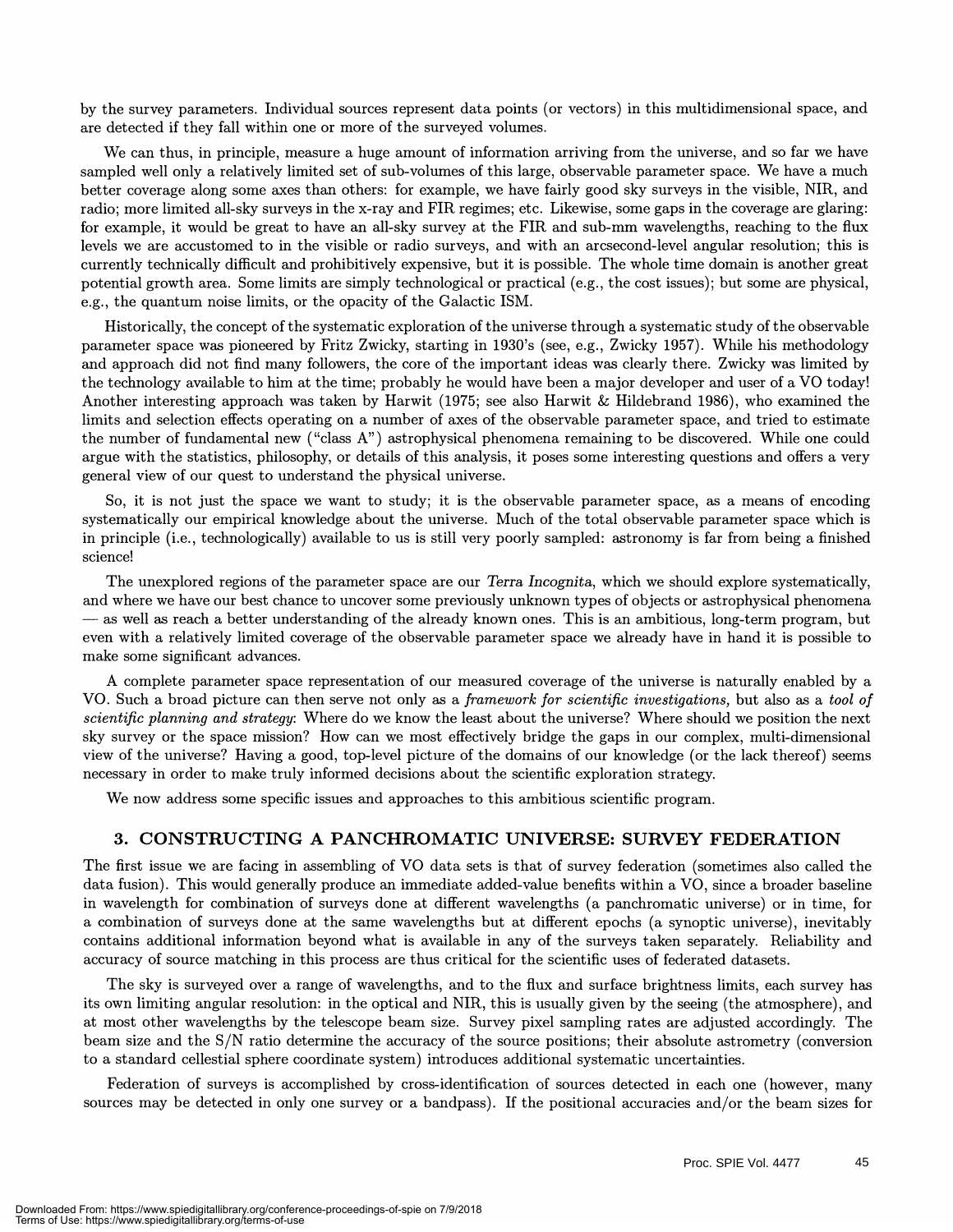by the survey parameters. Individual sources represent data points (or vectors) in this multidimensional space, and are detected if they fall within one or more of the surveyed volumes.

We can thus, in principle, measure a huge amount of information arriving from the universe, and so far we have sampled well only a relatively limited set of sub-volumes of this large, observable parameter space. We have a much better coverage along some axes than others: for example, we have fairly good sky surveys in the visible, NIR, and radio; more limited all-sky surveys in the x-ray and FIR regimes; etc. Likewise, some gaps in the coverage are glaring: for example, it would be great to have an all-sky survey at the FIR and sub-mm wavelengths, reaching to the flux levels we are accustomed to in the visible or radio surveys, and with an arcsecond-level angular resolution; this is currently technically difficult and prohibitively expensive, but it is possible. The whole time domain is another great potential growth area. Some limits are simply technological or practical (e.g., the cost issues); but some are physical, e.g., the quantum noise limits, or the opacity of the Galactic ISM.

Historically, the concept of the systematic exploration of the universe through a systematic study of the observable parameter space was pioneered by Fritz Zwicky, starting in 1930's (see, e.g., Zwicky 1957). While his methodology and approach did not find many followers, the core of the important ideas was clearly there. Zwicky was limited by the technology available to him at the time; probably he would have been a major developer and user of a VO today! Another interesting approach was taken by Harwit (1975; see also Harwit & Hildebrand 1986), who examined the limits and selection effects operating on a number of axes of the observable parameter space, and tried to estimate the number of fundamental new ("class A") astrophysical phenomena remaining to be discovered. While one could argue with the statistics, philosophy, or details of this analysis, it poses some interesting questions and offers a very general view of our quest to understand the physical universe.

So, it is not just the space we want to study; it is the observable parameter space, as a means of encoding systematically our empirical knowledge about the universe. Much of the total observable parameter space which is in principle (i.e., technologically) available to us is still very poorly sampled: astronomy is far from being a finished science!

The unexplored regions of the parameter space are our *Terra Incognita*, which we should explore systematically, and where we have our best chance to uncover some previously unknown types of objects or astrophysical phenomena — as well as reach a better understanding of the already known ones. This is an ambitious, long-term program, but even with a relatively limited coverage of the observable parameter space we already have in hand it is possible to make some significant advances.

A complete parameter space representation of our measured coverage of the universe is naturally enabled by a VO. Such a broad picture can then serve not only as a *framework for scientific investigations,* but also as a *tool of scientific planning and strategy*: Where do we know the least about the universe? Where should we position the next sky survey or the space mission? How can we most effectively bridge the gaps in our complex, multi-dimensional view of the universe? Having a good, top-level picture of the domains of our knowledge (or the lack thereof) seems necessary in order to make truly informed decisions about the scientific exploration strategy.

We now address some specific issues and approaches to this ambitious scientific program.

## 3. CONSTRUCTING A PANCHROMATIC UNIVERSE: SURVEY FEDERATION

The first issue we are facing in assembling of VO data sets is that of survey federation (sometimes also called the data fusion). This would generally produce an immediate added-value benefits within a VO, since a broader baseline in wavelength for combination of surveys done at different wavelengths (a panchromatic universe) or in time, for a combination of surveys done at the same wavelengths but at different epochs (a synoptic universe), inevitably contains additional information beyond what is available in any of the surveys taken separately. Reliability and accuracy of source matching in this process are thus critical for the scientific uses of federated datasets.

The sky is surveyed over a range of wavelengths, and to the flux and surface brightness limits, each survey has its own limiting angular resolution: in the optical and NIR, this is usually given by the seeing (the atmosphere), and at most other wavelengths by the telescope beam size. Survey pixel sampling rates are adjusted accordingly. The beam size and the S/N ratio determine the accuracy of the source positions; their absolute astrometry (conversion to a standard cellestial sphere coordinate system) introduces additional systematic uncertainties.

Federation of surveys is accomplished by cross-identification of sources detected in each one (however, many sources may be detected in only one survey or a bandpass). If the positional accuracies and/or the beam sizes for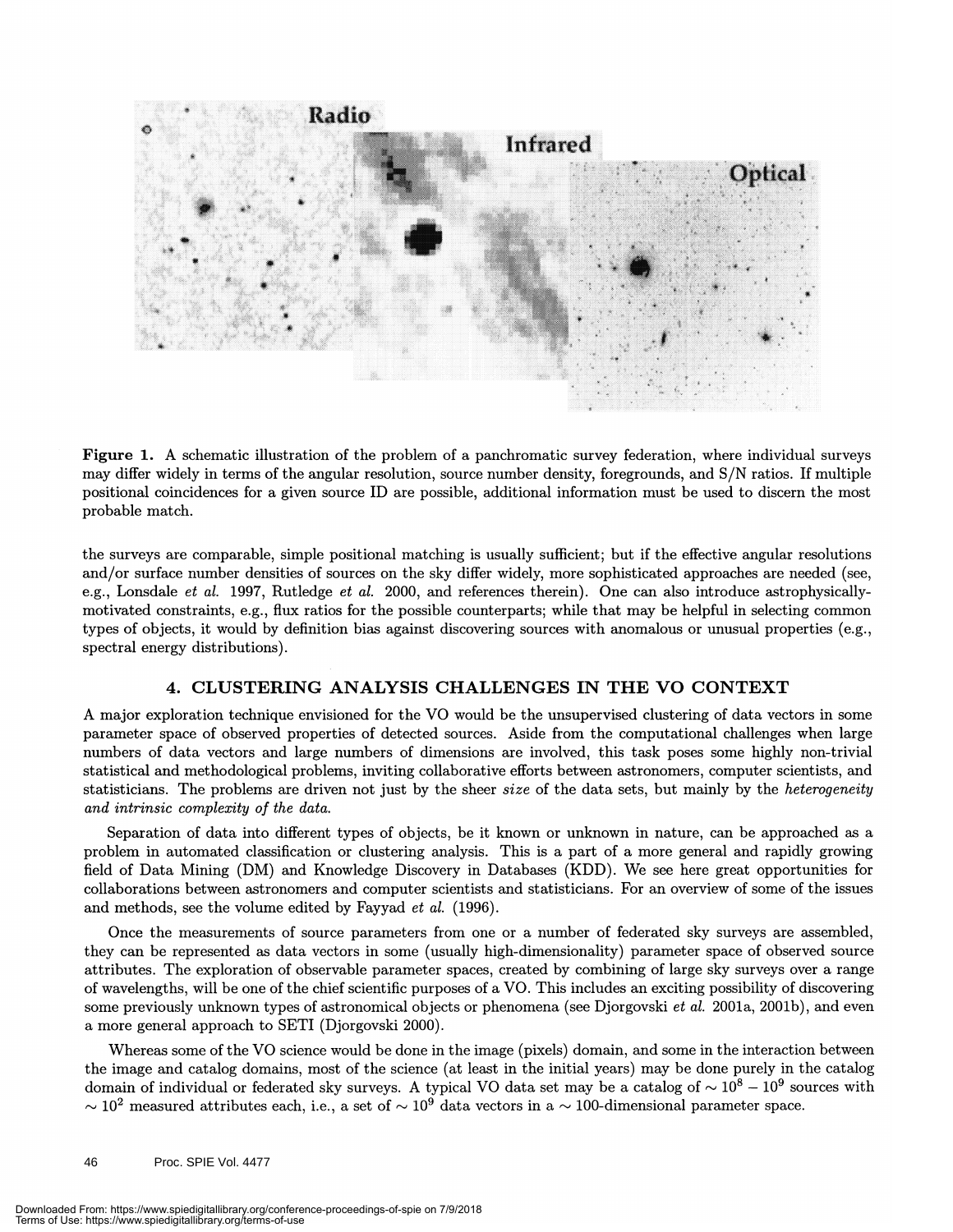Radio

Infrared

Optical

**Figure 1.** A schematic illustration of the problem of a panchromatic survey federation, where individual surveys may differ widely in terms of the angular resolution, source number density, foregrounds, and S/N ratios. If multiple positional coincidences for a given source ID are possible, additional information must be used to discern the most probable match.

the surveys are comparable, simple positional matching is usually sufficient; but if the effective angular resolutions and/or surface number densities of sources on the sky differ widely, more sophisticated approaches are needed (see, e.g., Lonsdale *et al.* 1997, Rutledge *et al.* 2000, and references therein). One can also introduce astrophysically-motivated constraints, e.g., flux ratios for the possible counterparts; while that may be helpful in selecting common types of objects, it would by definition bias against discovering sources with anomalous or unusual properties (e.g., spectral energy distributions).

## 4. CLUSTERING ANALYSIS CHALLENGES IN THE VO CONTEXT

A major exploration technique envisioned for the VO would be the unsupervised clustering of data vectors in some parameter space of observed properties of detected sources. Aside from the computational challenges when large numbers of data vectors and large numbers of dimensions are involved, this task poses some highly non-trivial statistical and methodological problems, inviting collaborative efforts between astronomers, computer scientists, and statisticians. The problems are driven not just by the sheer *size* of the data sets, but mainly by the *heterogeneity and intrinsic complexity of the data.*

Separation of data into different types of objects, be it known or unknown in nature, can be approached as a problem in automated classification or clustering analysis. This is a part of a more general and rapidly growing field of Data Mining (DM) and Knowledge Discovery in Databases (KDD). We see here great opportunities for collaborations between astronomers and computer scientists and statisticians. For an overview of some of the issues and methods, see the volume edited by Fayyad *et al.* (1996).

Once the measurements of source parameters from one or a number of federated sky surveys are assembled, they can be represented as data vectors in some (usually high-dimensionality) parameter space of observed source attributes. The exploration of observable parameter spaces, created by combining of large sky surveys over a range of wavelengths, will be one of the chief scientific purposes of a VO. This includes an exciting possibility of discovering some previously unknown types of astronomical objects or phenomena (see Djorgovski *et al.* 2001a, 2001b), and even a more general approach to SETI (Djorgovski 2000).

Whereas some of the VO science would be done in the image (pixels) domain, and some in the interaction between the image and catalog domains, most of the science (at least in the initial years) may be done purely in the catalog domain of individual or federated sky surveys. A typical VO data set may be a catalog of $\sim 10^8 - 10^9$ sources with $\sim 10^2$ measured attributes each, i.e., a set of $\sim 10^9$ data vectors in a $\sim 100$-dimensional parameter space.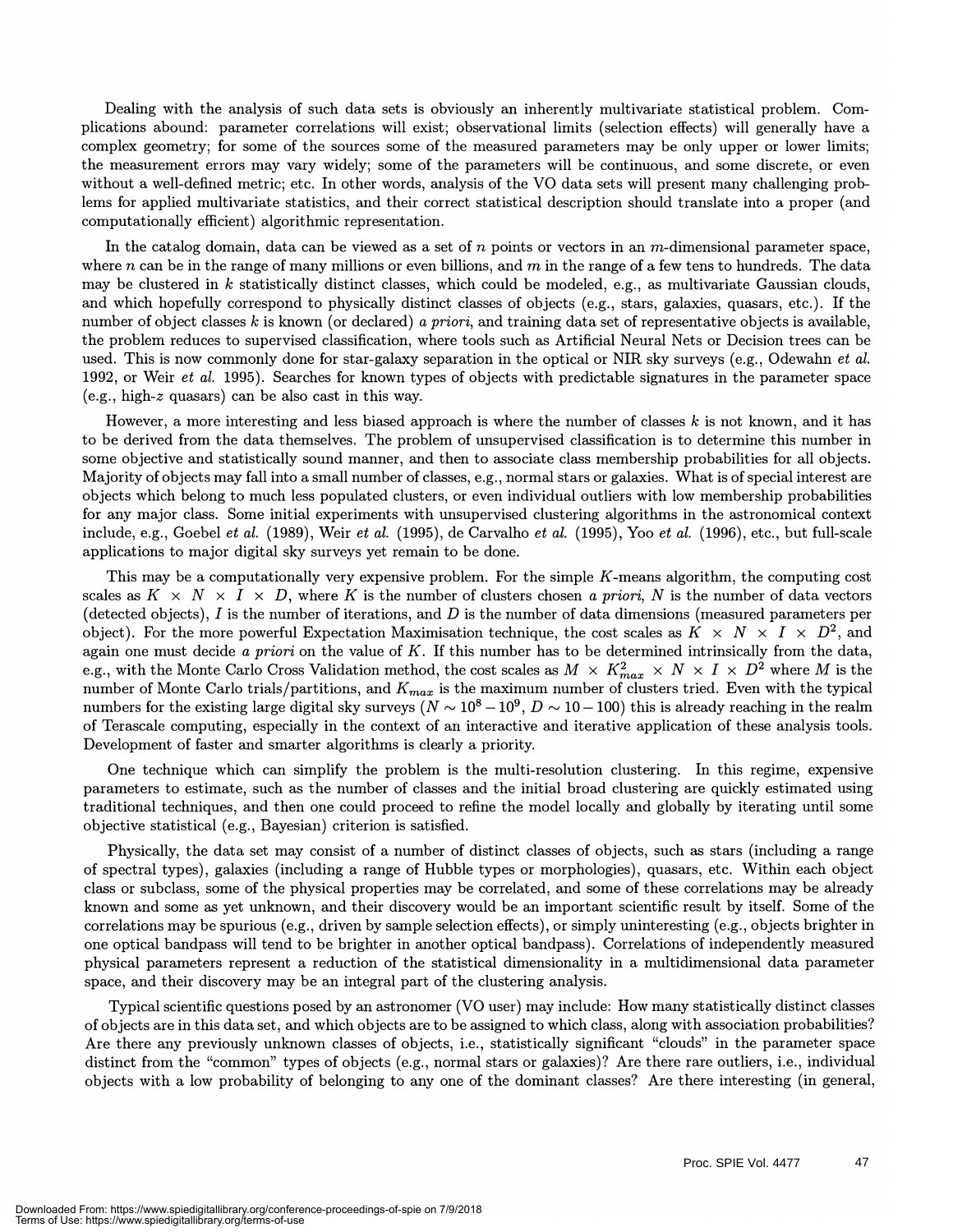Dealing with the analysis of such data sets is obviously an inherently multivariate statistical problem. Complications abound: parameter correlations will exist; observational limits (selection effects) will generally have a complex geometry; for some of the sources some of the measured parameters may be only upper or lower limits; the measurement errors may vary widely; some of the parameters will be continuous, and some discrete, or even without a well-defined metric; etc. In other words, analysis of the VO data sets will present many challenging problems for applied multivariate statistics, and their correct statistical description should translate into a proper (and computationally efficient) algorithmic representation.

In the catalog domain, data can be viewed as a set of $n$ points or vectors in an $m$-dimensional parameter space, where $n$ can be in the range of many millions or even billions, and $m$ in the range of a few tens to hundreds. The data may be clustered in $k$ statistically distinct classes, which could be modeled, e.g., as multivariate Gaussian clouds, and which hopefully correspond to physically distinct classes of objects (e.g., stars, galaxies, quasars, etc.). If the number of object classes $k$ is known (or declared) *a priori*, and training data set of representative objects is available, the problem reduces to supervised classification, where tools such as Artificial Neural Nets or Decision trees can be used. This is now commonly done for star-galaxy separation in the optical or NIR sky surveys (e.g., Odewahn *et al.* 1992, or Weir *et al.* 1995). Searches for known types of objects with predictable signatures in the parameter space (e.g., high-$z$ quasars) can be also cast in this way.

However, a more interesting and less biased approach is where the number of classes $k$ is not known, and it has to be derived from the data themselves. The problem of unsupervised classification is to determine this number in some objective and statistically sound manner, and then to associate class membership probabilities for all objects. Majority of objects may fall into a small number of classes, e.g., normal stars or galaxies. What is of special interest are objects which belong to much less populated clusters, or even individual outliers with low membership probabilities for any major class. Some initial experiments with unsupervised clustering algorithms in the astronomical context include, e.g., Goebel *et al.* (1989), Weir *et al.* (1995), de Carvalho *et al.* (1995), Yoo *et al.* (1996), etc., but full-scale applications to major digital sky surveys yet remain to be done.

This may be a computationally very expensive problem. For the simple $K$-means algorithm, the computing cost scales as $K \times N \times I \times D$, where $K$ is the number of clusters chosen *a priori*, $N$ is the number of data vectors (detected objects), $I$ is the number of iterations, and $D$ is the number of data dimensions (measured parameters per object). For the more powerful Expectation Maximisation technique, the cost scales as $K \times N \times I \times D^2$, and again one must decide *a priori* on the value of $K$. If this number has to be determined intrinsically from the data, e.g., with the Monte Carlo Cross Validation method, the cost scales as $M \times K_{max}^2 \times N \times I \times D^2$ where $M$ is the number of Monte Carlo trials/partitions, and $K_{max}$ is the maximum number of clusters tried. Even with the typical numbers for the existing large digital sky surveys ($N \sim 10^8 - 10^9$, $D \sim 10 - 100$) this is already reaching in the realm of Terascale computing, especially in the context of an interactive and iterative application of these analysis tools. Development of faster and smarter algorithms is clearly a priority.

One technique which can simplify the problem is the multi-resolution clustering. In this regime, expensive parameters to estimate, such as the number of classes and the initial broad clustering are quickly estimated using traditional techniques, and then one could proceed to refine the model locally and globally by iterating until some objective statistical (e.g., Bayesian) criterion is satisfied.

Physically, the data set may consist of a number of distinct classes of objects, such as stars (including a range of spectral types), galaxies (including a range of Hubble types or morphologies), quasars, etc. Within each object class or subclass, some of the physical properties may be correlated, and some of these correlations may be already known and some as yet unknown, and their discovery would be an important scientific result by itself. Some of the correlations may be spurious (e.g., driven by sample selection effects), or simply uninteresting (e.g., objects brighter in one optical bandpass will tend to be brighter in another optical bandpass). Correlations of independently measured physical parameters represent a reduction of the statistical dimensionality in a multidimensional data parameter space, and their discovery may be an integral part of the clustering analysis.

Typical scientific questions posed by an astronomer (VO user) may include: How many statistically distinct classes of objects are in this data set, and which objects are to be assigned to which class, along with association probabilities? Are there any previously unknown classes of objects, i.e., statistically significant "clouds" in the parameter space distinct from the "common" types of objects (e.g., normal stars or galaxies)? Are there rare outliers, i.e., individual objects with a low probability of belonging to any one of the dominant classes? Are there interesting (in general,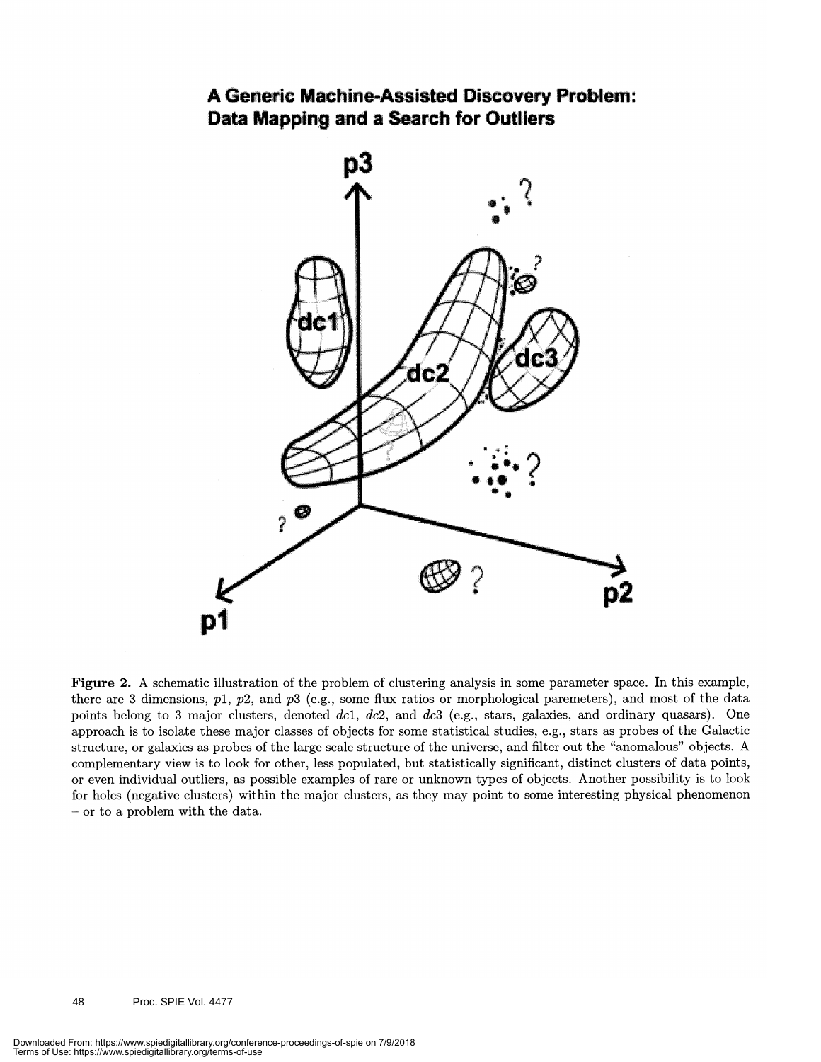**Figure 2.** A schematic illustration of the problem of clustering analysis in some parameter space. In this example, there are 3 dimensions, $p1$, $p2$, and $p3$ (e.g., some flux ratios or morphological paremeters), and most of the data points belong to 3 major clusters, denoted $dc1$, $dc2$, and $dc3$ (e.g., stars, galaxies, and ordinary quasars). One approach is to isolate these major classes of objects for some statistical studies, e.g., stars as probes of the Galactic structure, or galaxies as probes of the large scale structure of the universe, and filter out the "anomalous" objects. A complementary view is to look for other, less populated, but statistically significant, distinct clusters of data points, or even individual outliers, as possible examples of rare or unknown types of objects. Another possibility is to look for holes (negative clusters) within the major clusters, as they may point to some interesting physical phenomenon – or to a problem with the data.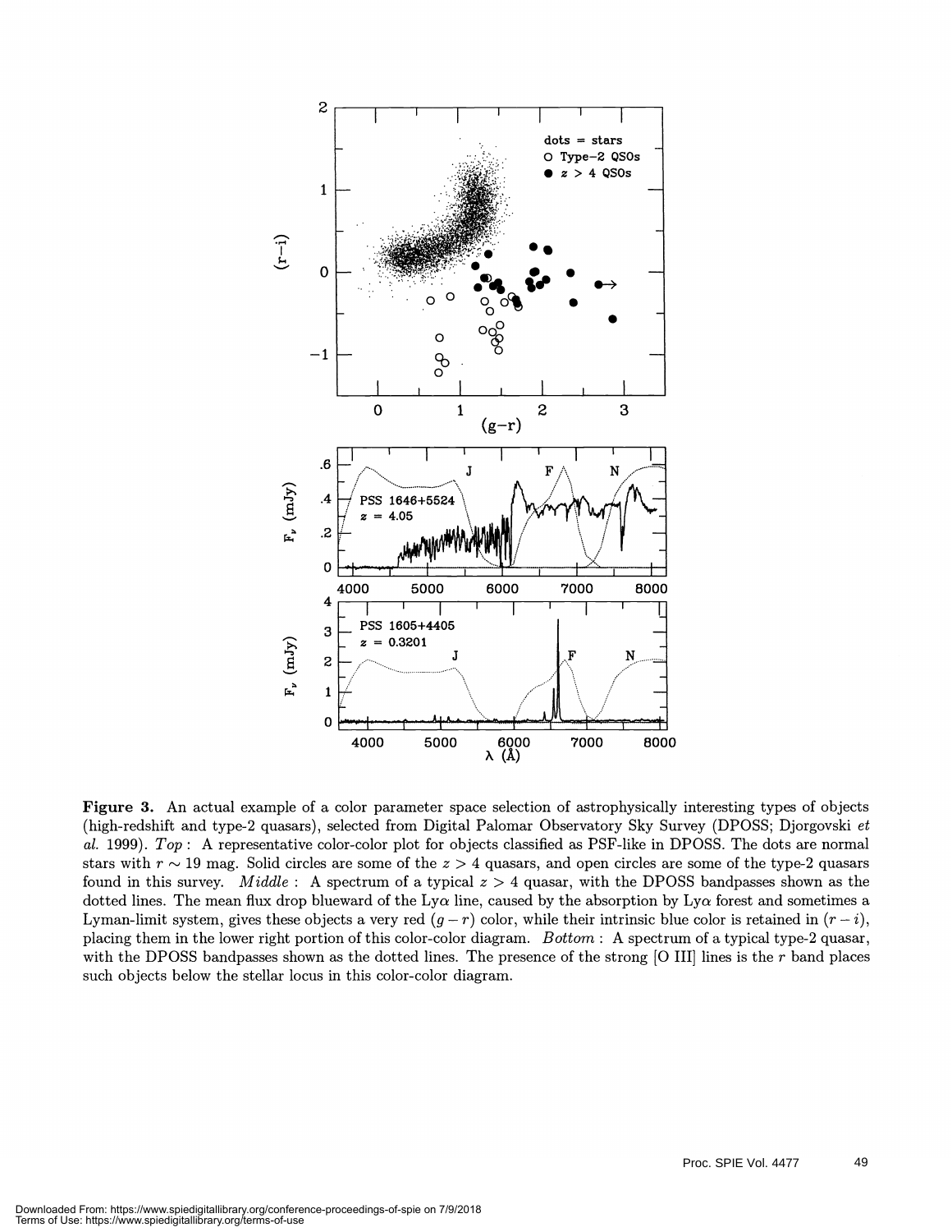**Figure 3.** An actual example of a color parameter space selection of astrophysically interesting types of objects (high-redshift and type-2 quasars), selected from Digital Palomar Observatory Sky Survey (DPOSS; Djorgovski *et al.* 1999). *Top* : A representative color-color plot for objects classified as PSF-like in DPOSS. The dots are normal stars with $r \sim 19$ mag. Solid circles are some of the $z > 4$ quasars, and open circles are some of the type-2 quasars found in this survey. *Middle* : A spectrum of a typical $z > 4$ quasar, with the DPOSS bandpasses shown as the dotted lines. The mean flux drop blueward of the Ly$\alpha$ line, caused by the absorption by Ly$\alpha$ forest and sometimes a Lyman-limit system, gives these objects a very red $(g - r)$ color, while their intrinsic blue color is retained in $(r - i)$, placing them in the lower right portion of this color-color diagram. *Bottom* : A spectrum of a typical type-2 quasar, with the DPOSS bandpasses shown as the dotted lines. The presence of the strong [O III] lines is the $r$ band places such objects below the stellar locus in this color-color diagram.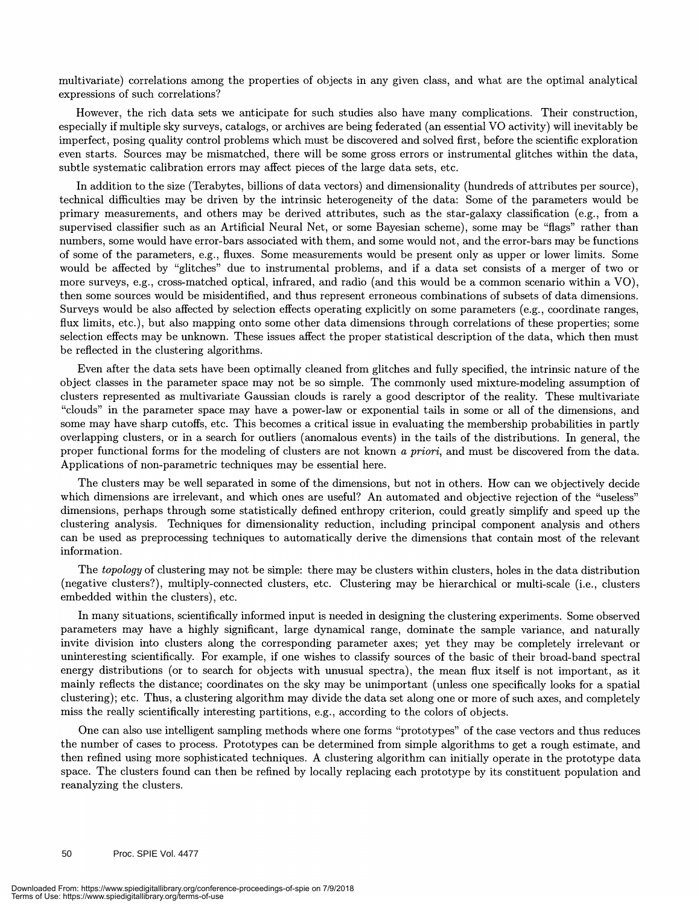multivariate) correlations among the properties of objects in any given class, and what are the optimal analytical expressions of such correlations?

However, the rich data sets we anticipate for such studies also have many complications. Their construction, especially if multiple sky surveys, catalogs, or archives are being federated (an essential VO activity) will inevitably be imperfect, posing quality control problems which must be discovered and solved first, before the scientific exploration even starts. Sources may be mismatched, there will be some gross errors or instrumental glitches within the data, subtle systematic calibration errors may affect pieces of the large data sets, etc.

In addition to the size (Terabytes, billions of data vectors) and dimensionality (hundreds of attributes per source), technical difficulties may be driven by the intrinsic heterogeneity of the data: Some of the parameters would be primary measurements, and others may be derived attributes, such as the star-galaxy classification (e.g., from a supervised classifier such as an Artificial Neural Net, or some Bayesian scheme), some may be "flags" rather than numbers, some would have error-bars associated with them, and some would not, and the error-bars may be functions of some of the parameters, e.g., fluxes. Some measurements would be present only as upper or lower limits. Some would be affected by "glitches" due to instrumental problems, and if a data set consists of a merger of two or more surveys, e.g., cross-matched optical, infrared, and radio (and this would be a common scenario within a VO), then some sources would be misidentified, and thus represent erroneous combinations of subsets of data dimensions. Surveys would be also affected by selection effects operating explicitly on some parameters (e.g., coordinate ranges, flux limits, etc.), but also mapping onto some other data dimensions through correlations of these properties; some selection effects may be unknown. These issues affect the proper statistical description of the data, which then must be reflected in the clustering algorithms.

Even after the data sets have been optimally cleaned from glitches and fully specified, the intrinsic nature of the object classes in the parameter space may not be so simple. The commonly used mixture-modeling assumption of clusters represented as multivariate Gaussian clouds is rarely a good descriptor of the reality. These multivariate "clouds" in the parameter space may have a power-law or exponential tails in some or all of the dimensions, and some may have sharp cutoffs, etc. This becomes a critical issue in evaluating the membership probabilities in partly overlapping clusters, or in a search for outliers (anomalous events) in the tails of the distributions. In general, the proper functional forms for the modeling of clusters are not known *a priori*, and must be discovered from the data. Applications of non-parametric techniques may be essential here.

The clusters may be well separated in some of the dimensions, but not in others. How can we objectively decide which dimensions are irrelevant, and which ones are useful? An automated and objective rejection of the "useless" dimensions, perhaps through some statistically defined enthropy criterion, could greatly simplify and speed up the clustering analysis. Techniques for dimensionality reduction, including principal component analysis and others can be used as preprocessing techniques to automatically derive the dimensions that contain most of the relevant information.

The *topology* of clustering may not be simple: there may be clusters within clusters, holes in the data distribution (negative clusters?), multiply-connected clusters, etc. Clustering may be hierarchical or multi-scale (i.e., clusters embedded within the clusters), etc.

In many situations, scientifically informed input is needed in designing the clustering experiments. Some observed parameters may have a highly significant, large dynamical range, dominate the sample variance, and naturally invite division into clusters along the corresponding parameter axes; yet they may be completely irrelevant or uninteresting scientifically. For example, if one wishes to classify sources of the basic of their broad-band spectral energy distributions (or to search for objects with unusual spectra), the mean flux itself is not important, as it mainly reflects the distance; coordinates on the sky may be unimportant (unless one specifically looks for a spatial clustering); etc. Thus, a clustering algorithm may divide the data set along one or more of such axes, and completely miss the really scientifically interesting partitions, e.g., according to the colors of objects.

One can also use intelligent sampling methods where one forms "prototypes" of the case vectors and thus reduces the number of cases to process. Prototypes can be determined from simple algorithms to get a rough estimate, and then refined using more sophisticated techniques. A clustering algorithm can initially operate in the prototype data space. The clusters found can then be refined by locally replacing each prototype by its constituent population and reanalyzing the clusters.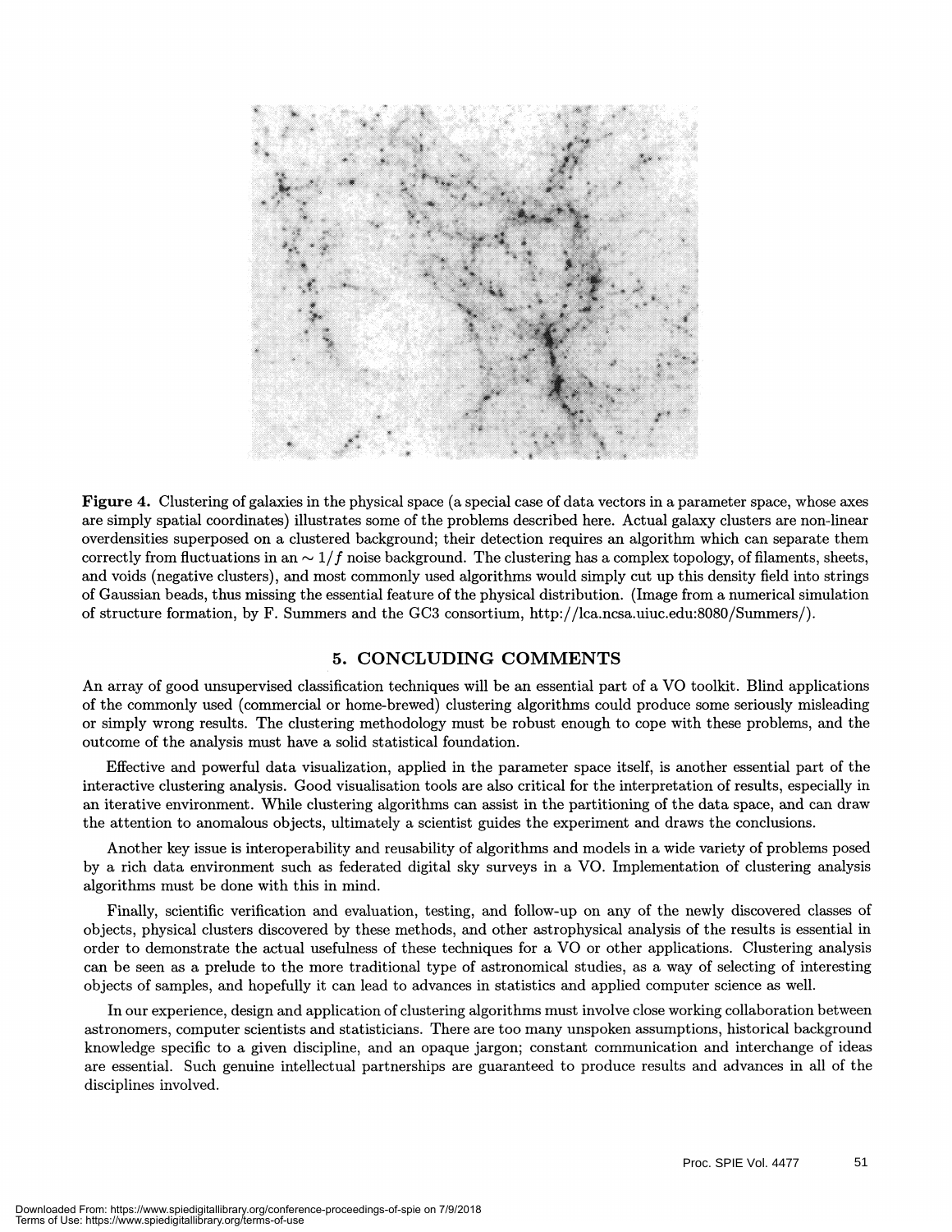**Figure 4.** Clustering of galaxies in the physical space (a special case of data vectors in a parameter space, whose axes are simply spatial coordinates) illustrates some of the problems described here. Actual galaxy clusters are non-linear overdensities superposed on a clustered background; their detection requires an algorithm which can separate them correctly from fluctuations in an $\sim 1/f$ noise background. The clustering has a complex topology, of filaments, sheets, and voids (negative clusters), and most commonly used algorithms would simply cut up this density field into strings of Gaussian beads, thus missing the essential feature of the physical distribution. (Image from a numerical simulation of structure formation, by F. Summers and the GC3 consortium, http://lca.ncsa.uiuc.edu:8080/Summers/).

## 5. CONCLUDING COMMENTS

An array of good unsupervised classification techniques will be an essential part of a VO toolkit. Blind applications of the commonly used (commercial or home-brewed) clustering algorithms could produce some seriously misleading or simply wrong results. The clustering methodology must be robust enough to cope with these problems, and the outcome of the analysis must have a solid statistical foundation.

Effective and powerful data visualization, applied in the parameter space itself, is another essential part of the interactive clustering analysis. Good visualisation tools are also critical for the interpretation of results, especially in an iterative environment. While clustering algorithms can assist in the partitioning of the data space, and can draw the attention to anomalous objects, ultimately a scientist guides the experiment and draws the conclusions.

Another key issue is interoperability and reusability of algorithms and models in a wide variety of problems posed by a rich data environment such as federated digital sky surveys in a VO. Implementation of clustering analysis algorithms must be done with this in mind.

Finally, scientific verification and evaluation, testing, and follow-up on any of the newly discovered classes of objects, physical clusters discovered by these methods, and other astrophysical analysis of the results is essential in order to demonstrate the actual usefulness of these techniques for a VO or other applications. Clustering analysis can be seen as a prelude to the more traditional type of astronomical studies, as a way of selecting of interesting objects of samples, and hopefully it can lead to advances in statistics and applied computer science as well.

In our experience, design and application of clustering algorithms must involve close working collaboration between astronomers, computer scientists and statisticians. There are too many unspoken assumptions, historical background knowledge specific to a given discipline, and an opaque jargon; constant communication and interchange of ideas are essential. Such genuine intellectual partnerships are guaranteed to produce results and advances in all of the disciplines involved.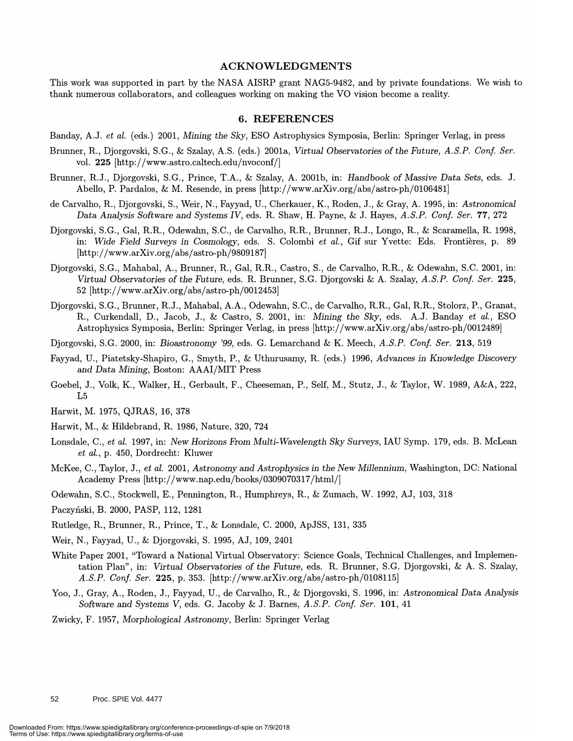## ACKNOWLEDGMENTS

This work was supported in part by the NASA AISRP grant NAG5-9482, and by private foundations. We wish to thank numerous collaborators, and colleagues working on making the VO vision become a reality.

## 6. REFERENCES

Banday, A.J. *et al.* (eds.) 2001, *Mining the Sky*, ESO Astrophysics Symposia, Berlin: Springer Verlag, in press

Brunner, R., Djorgovski, S.G., & Szalay, A.S. (eds.) 2001a, *Virtual Observatories of the Future, A.S.P. Conf. Ser.* vol. **225** [http://www.astro.caltech.edu/nvoconf/]

Brunner, R.J., Djorgovski, S.G., Prince, T.A., & Szalay, A. 2001b, in: *Handbook of Massive Data Sets*, eds. J. Abello, P. Pardalos, & M. Resende, in press [http://www.arXiv.org/abs/astro-ph/0106481]

de Carvalho, R., Djorgovski, S., Weir, N., Fayyad, U., Cherkauer, K., Roden, J., & Gray, A. 1995, in: *Astronomical Data Analysis Software and Systems IV*, eds. R. Shaw, H. Payne, & J. Hayes, *A.S.P. Conf. Ser.* **77**, 272

Djorgovski, S.G., Gal, R.R., Odewahn, S.C., de Carvalho, R.R., Brunner, R.J., Longo, R., & Scaramella, R. 1998, in: *Wide Field Surveys in Cosmology*, eds. S. Colombi *et al.*, Gif sur Yvette: Eds. Frontières, p. 89 [http://www.arXiv.org/abs/astro-ph/9809187]

Djorgovski, S.G., Mahabal, A., Brunner, R., Gal, R.R., Castro, S., de Carvalho, R.R., & Odewahn, S.C. 2001, in: *Virtual Observatories of the Future*, eds. R. Brunner, S.G. Djorgovski & A. Szalay, *A.S.P. Conf. Ser.* **225**, 52 [http://www.arXiv.org/abs/astro-ph/0012453]

Djorgovski, S.G., Brunner, R.J., Mahabal, A.A., Odewahn, S.C., de Carvalho, R.R., Gal, R.R., Stolorz, P., Granat, R., Curkendall, D., Jacob, J., & Castro, S. 2001, in: *Mining the Sky*, eds. A.J. Banday *et al.*, ESO Astrophysics Symposia, Berlin: Springer Verlag, in press [http://www.arXiv.org/abs/astro-ph/0012489]

Djorgovski, S.G. 2000, in: *Bioastronomy '99*, eds. G. Lemarchand & K. Meech, *A.S.P. Conf. Ser.* **213**, 519

Fayyad, U., Piatetsky-Shapiro, G., Smyth, P., & Uthurusamy, R. (eds.) 1996, *Advances in Knowledge Discovery and Data Mining*, Boston: AAAI/MIT Press

Goebel, J., Volk, K., Walker, H., Gerbault, F., Cheeseman, P., Self, M., Stutz, J., & Taylor, W. 1989, A&A, 222, L5

Harwit, M. 1975, QJRAS, 16, 378

Harwit, M., & Hildebrand, R. 1986, Nature, 320, 724

Lonsdale, C., *et al.* 1997, in: *New Horizons From Multi-Wavelength Sky Surveys*, IAU Symp. 179, eds. B. McLean *et al.*, p. 450, Dordrecht: Kluwer

McKee, C., Taylor, J., *et al.* 2001, *Astronomy and Astrophysics in the New Millennium*, Washington, DC: National Academy Press [http://www.nap.edu/books/0309070317/html/]

Odewahn, S.C., Stockwell, E., Pennington, R., Humphreys, R., & Zumach, W. 1992, AJ, 103, 318

Paczyński, B. 2000, PASP, 112, 1281

Rutledge, R., Brunner, R., Prince, T., & Lonsdale, C. 2000, ApJSS, 131, 335

Weir, N., Fayyad, U., & Djorgovski, S. 1995, AJ, 109, 2401

White Paper 2001, "Toward a National Virtual Observatory: Science Goals, Technical Challenges, and Implementation Plan", in: *Virtual Observatories of the Future*, eds. R. Brunner, S.G. Djorgovski, & A. S. Szalay, *A.S.P. Conf. Ser.* **225**, p. 353. [http://www.arXiv.org/abs/astro-ph/0108115]

Yoo, J., Gray, A., Roden, J., Fayyad, U., de Carvalho, R., & Djorgovski, S. 1996, in: *Astronomical Data Analysis Software and Systems V*, eds. G. Jacoby & J. Barnes, *A.S.P. Conf. Ser.* **101**, 41

Zwicky, F. 1957, *Morphological Astronomy*, Berlin: Springer Verlag